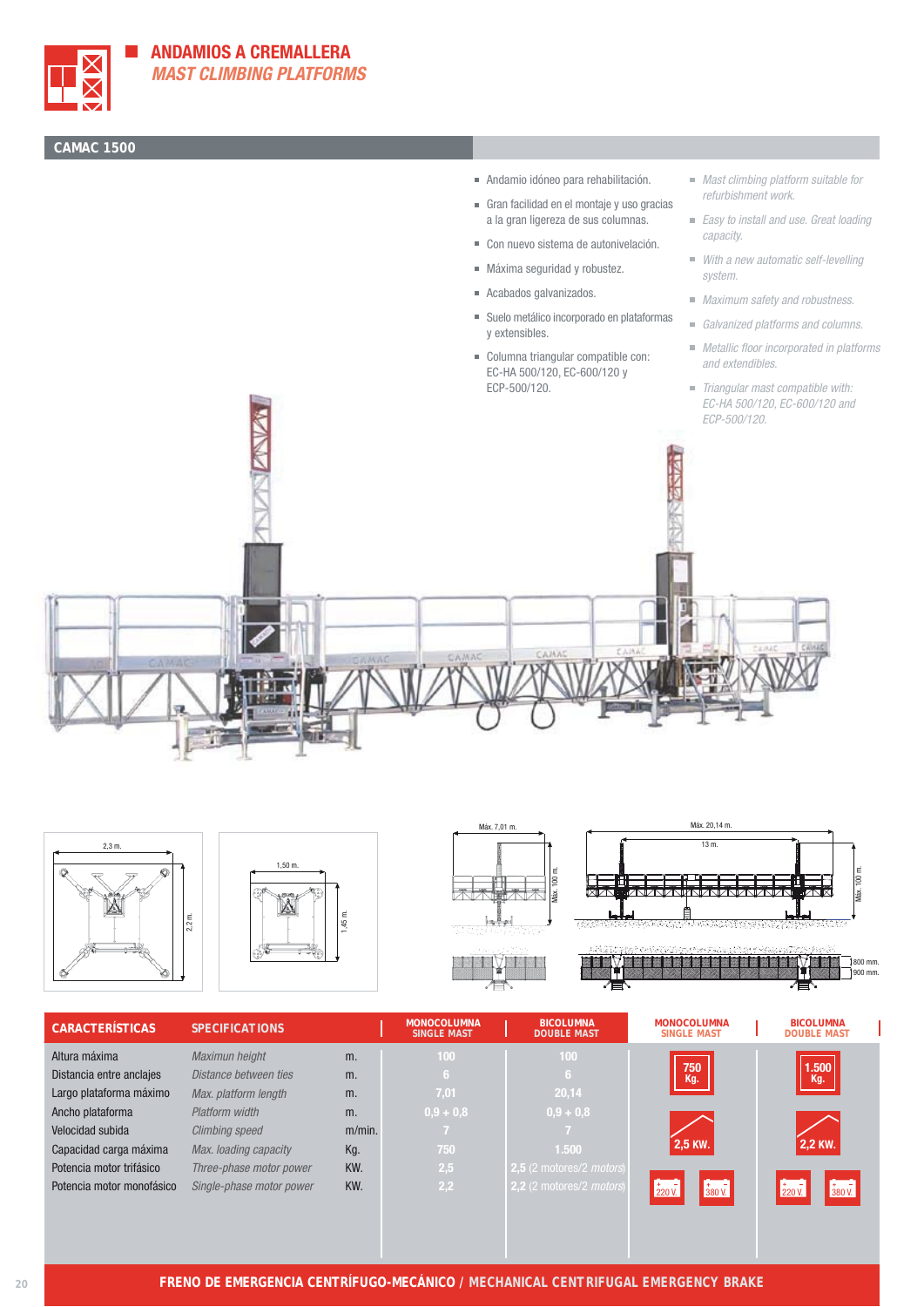# ANDAMIOS A CREMALLERA
## *MAST CLIMBING PLATFORMS*

## CAMAC 1500

- Andamio idóneo para rehabilitación.
- Gran facilidad en el montaje y uso gracias a la gran ligereza de sus columnas.
- Con nuevo sistema de autonivelación.
- Máxima seguridad y robustez.
- Acabados galvanizados.
- Suelo metálico incorporado en plataformas y extensibles.
- Columna triangular compatible con: EC-HA 500/120, EC-600/120 y ECP-500/120.

- *Mast climbing platform suitable for refurbishment work.*
- *Easy to install and use. Great loading capacity.*
- *With a new automatic self-levelling system.*
- *Maximum safety and robustness.*
- *Galvanized platforms and columns.*
- *Metallic floor incorporated in platforms and extendibles.*
- *Triangular mast compatible with: EC-HA 500/120, EC-600/120 and ECP-500/120.*

2,3 m. — 2,2 m.

1,50 m. — 1,45 m.

Máx. 7,01 m. — Máx. 100 m.

Máx. 20,14 m. — 13 m. — Máx. 100 m.

800 mm. / 900 mm.

| CARACTERÍSTICAS | SPECIFICATIONS | | MONOCOLUMNA SINGLE MAST | BICOLUMNA DOUBLE MAST |
|---|---|---|---|---|
| Altura máxima | *Maximun height* | m. | 100 | 100 |
| Distancia entre anclajes | *Distance between ties* | m. | 6 | 6 |
| Largo plataforma máximo | *Max. platform length* | m. | 7,01 | 20,14 |
| Ancho plataforma | *Platform width* | m. | 0,9 + 0,8 | 0,9 + 0,8 |
| Velocidad subida | *Climbing speed* | m/min. | 7 | 7 |
| Capacidad carga máxima | *Max. loading capacity* | Kg. | 750 | 1.500 |
| Potencia motor trifásico | *Three-phase motor power* | KW. | 2,5 | 2,5 (2 motores/*2 motors*) |
| Potencia motor monofásico | *Single-phase motor power* | KW. | 2,2 | 2,2 (2 motores/*2 motors*) |

| MONOCOLUMNA SINGLE MAST | BICOLUMNA DOUBLE MAST |
|---|---|
| 750 Kg. | 1.500 Kg. |
| 2,5 KW. | 2,2 KW. |
| 220 V. / 380 V. | 220 V. / 380 V. |

**FRENO DE EMERGENCIA CENTRÍFUGO-MECÁNICO / MECHANICAL CENTRIFUGAL EMERGENCY BRAKE**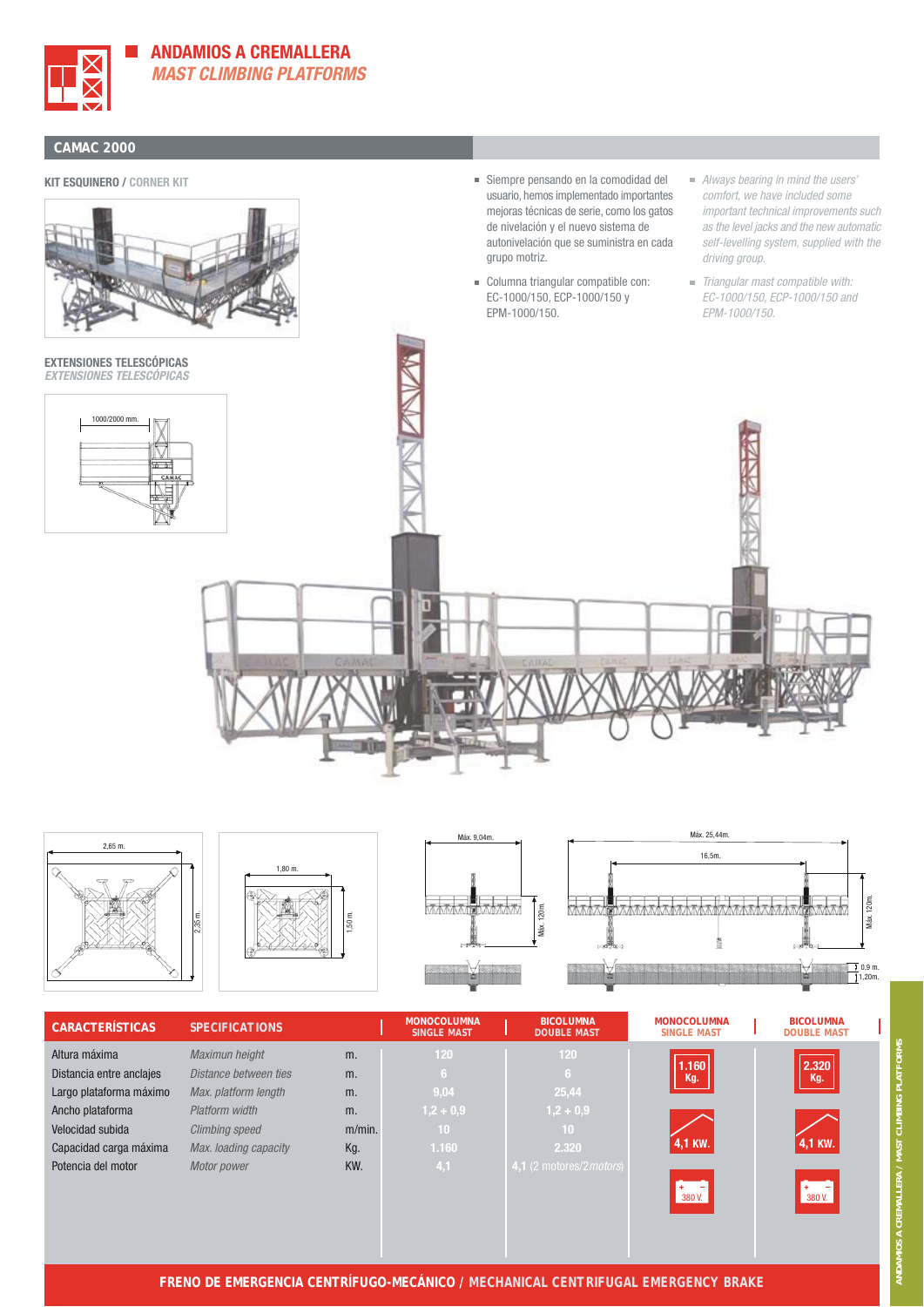# ANDAMIOS A CREMALLERA
## *MAST CLIMBING PLATFORMS*

## CAMAC 2000

**KIT ESQUINERO / CORNER KIT**

**EXTENSIONES TELESCÓPICAS**
*EXTENSIONES TELESCÓPICAS*

- Siempre pensando en la comodidad del usuario, hemos implementado importantes mejoras técnicas de serie, como los gatos de nivelación y el nuevo sistema de autonivelación que se suministra en cada grupo motriz.
- Columna triangular compatible con: EC-1000/150, ECP-1000/150 y EPM-1000/150.

- *Always bearing in mind the users' comfort, we have included some important technical improvements such as the level jacks and the new automatic self-levelling system, supplied with the driving group.*
- *Triangular mast compatible with: EC-1000/150, ECP-1000/150 and EPM-1000/150.*

| CARACTERÍSTICAS | SPECIFICATIONS | | MONOCOLUMNA SINGLE MAST | BICOLUMNA DOUBLE MAST |
|---|---|---|---|---|
| Altura máxima | *Maximun height* | m. | 120 | 120 |
| Distancia entre anclajes | *Distance between ties* | m. | 6 | 6 |
| Largo plataforma máximo | *Max. platform length* | m. | 9,04 | 25,44 |
| Ancho plataforma | *Platform width* | m. | 1,2 + 0,9 | 1,2 + 0,9 |
| Velocidad subida | *Climbing speed* | m/min. | 10 | 10 |
| Capacidad carga máxima | *Max. loading capacity* | Kg. | 1.160 | 2.320 |
| Potencia del motor | *Motor power* | KW. | 4,1 | 4,1 (2 motores/*2motors*) |

| MONOCOLUMNA SINGLE MAST | BICOLUMNA DOUBLE MAST |
|---|---|
| 1.160 Kg. | 2.320 Kg. |
| 4,1 KW. | 4,1 KW. |
| 380 V. | 380 V. |

**FRENO DE EMERGENCIA CENTRÍFUGO-MECÁNICO / MECHANICAL CENTRIFUGAL EMERGENCY BRAKE**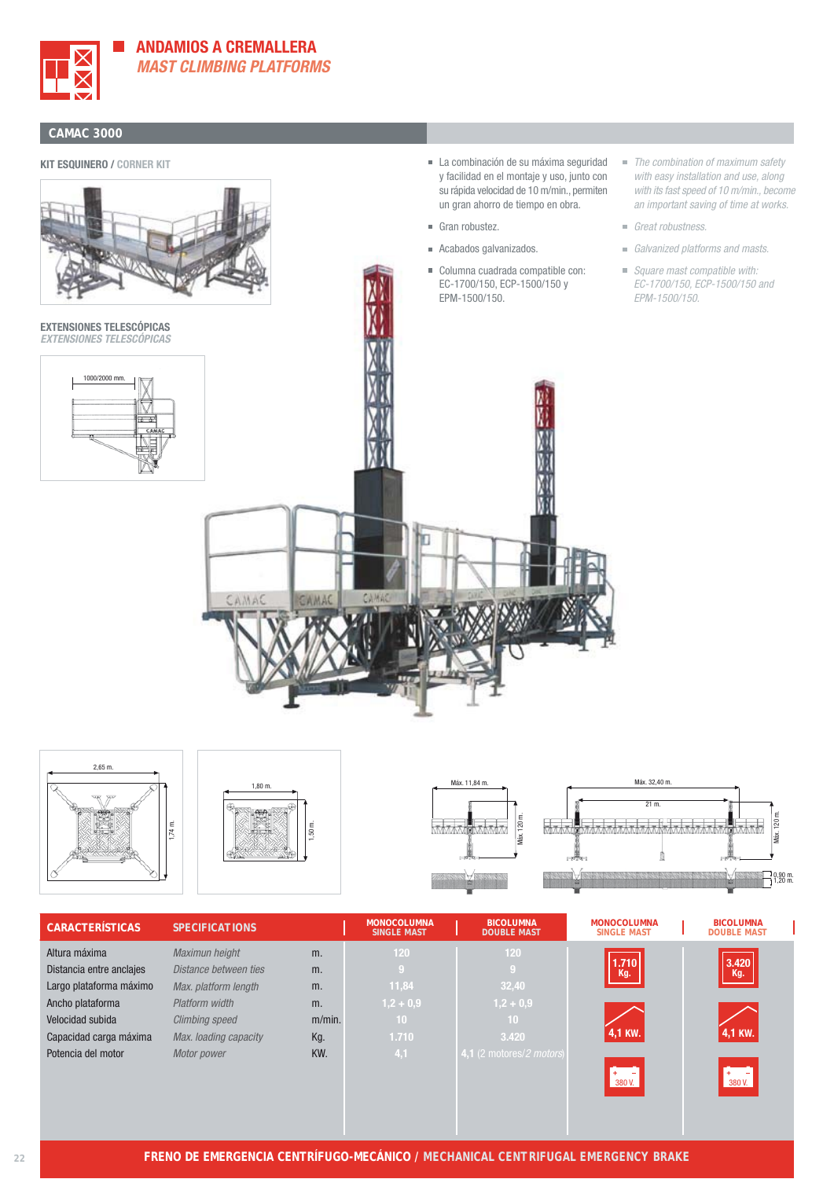# ANDAMIOS A CREMALLERA
## *MAST CLIMBING PLATFORMS*

## CAMAC 3000

**KIT ESQUINERO / CORNER KIT**

**EXTENSIONES TELESCÓPICAS**
*EXTENSIONES TELESCÓPICAS*

1000/2000 mm.

- La combinación de su máxima seguridad y facilidad en el montaje y uso, junto con su rápida velocidad de 10 m/min., permiten un gran ahorro de tiempo en obra.
- Gran robustez.
- Acabados galvanizados.
- Columna cuadrada compatible con: EC-1700/150, ECP-1500/150 y EPM-1500/150.

- *The combination of maximum safety with easy installation and use, along with its fast speed of 10 m/min., become an important saving of time at works.*
- *Great robustness.*
- *Galvanized platforms and masts.*
- *Square mast compatible with: EC-1700/150, ECP-1500/150 and EPM-1500/150.*

2,65 m. — 1,74 m.

1,80 m. — 1,50 m.

Máx. 11,84 m. — Máx. 120 m.

Máx. 32,40 m. — 21 m. — Máx. 120 m. — 0,90 m. 1,20 m.

| CARACTERÍSTICAS | SPECIFICATIONS | | MONOCOLUMNA SINGLE MAST | BICOLUMNA DOUBLE MAST |
|---|---|---|---|---|
| Altura máxima | *Maximun height* | m. | 120 | 120 |
| Distancia entre anclajes | *Distance between ties* | m. | 9 | 9 |
| Largo plataforma máximo | *Max. platform length* | m. | 11,84 | 32,40 |
| Ancho plataforma | *Platform width* | m. | 1,2 + 0,9 | 1,2 + 0,9 |
| Velocidad subida | *Climbing speed* | m/min. | 10 | 10 |
| Capacidad carga máxima | *Max. loading capacity* | Kg. | 1.710 | 3.420 |
| Potencia del motor | *Motor power* | KW. | 4,1 | 4,1 (2 motores/*2 motors*) |

| MONOCOLUMNA SINGLE MAST | BICOLUMNA DOUBLE MAST |
|---|---|
| 1.710 Kg. | 3.420 Kg. |
| 4,1 KW. | 4,1 KW. |
| 380 V. | 380 V. |

**FRENO DE EMERGENCIA CENTRÍFUGO-MECÁNICO / MECHANICAL CENTRIFUGAL EMERGENCY BRAKE**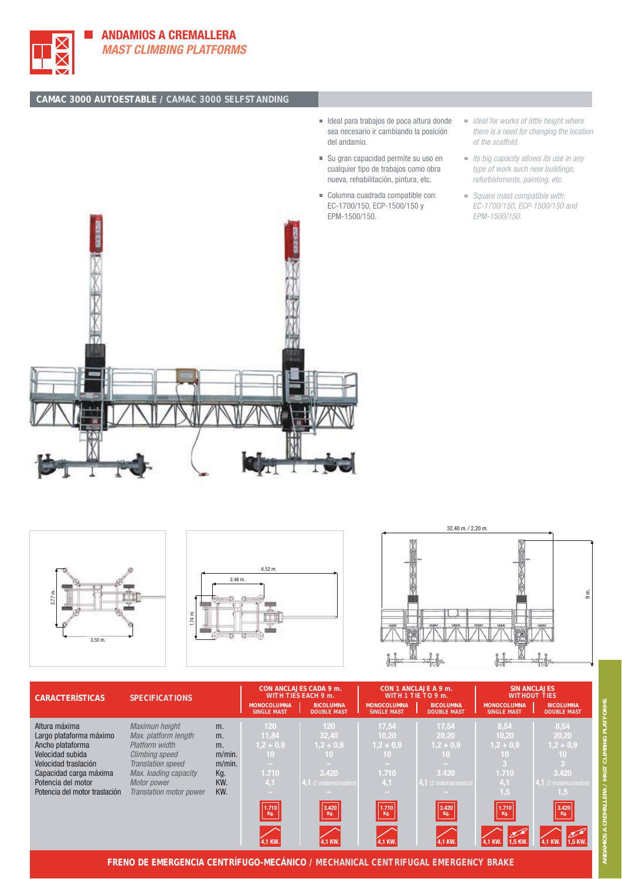# ANDAMIOS A CREMALLERA
## *MAST CLIMBING PLATFORMS*

### CAMAC 3000 AUTOESTABLE / CAMAC 3000 SELFSTANDING

- Ideal para trabajos de poca altura donde sea necesario ir cambiando la posición del andamio.
- Su gran capacidad permite su uso en cualquier tipo de trabajos como obra nueva, rehabilitación, pintura, etc.
- Columna cuadrada compatible con: EC-1700/150, ECP-1500/150 y EPM-1500/150.

- *Ideal for works of little height where there is a need for changing the location of the scaffold.*
- *Its big capacity allows its use in any type of work such new buildings, refurbishments, painting, etc.*
- *Square mast compatible with: EC-1700/150, ECP-1500/150 and EPM-1500/150.*

2,77 m. — 3,50 m.

6,52 m. — 2,46 m. — 1,74 m.

32,40 m. / 2,20 m. — 9 m.

| CARACTERÍSTICAS | SPECIFICATIONS | | CON ANCLAJES CADA 9 m. WITH TIES EACH 9 m. | | CON 1 ANCLAJE A 9 m. WITH 1 TIE TO 9 m. | | SIN ANCLAJES WITHOUT TIES | |
|---|---|---|---|---|---|---|---|---|
| | | | MONOCOLUMNA SINGLE MAST | BICOLUMNA DOUBLE MAST | MONOCOLUMNA SINGLE MAST | BICOLUMNA DOUBLE MAST | MONOCOLUMNA SINGLE MAST | BICOLUMNA DOUBLE MAST |
| Altura máxima | *Maximun height* | m. | 120 | 120 | 17,54 | 17,54 | 8,54 | 8,54 |
| Largo plataforma máximo | *Max. platform length* | m. | 11,84 | 32,40 | 10,20 | 20,20 | 10,20 | 20,20 |
| Ancho plataforma | *Platform width* | m. | 1,2 + 0,9 | 1,2 + 0,9 | 1,2 + 0,9 | 1,2 + 0,9 | 1,2 + 0,9 | 1,2 + 0,9 |
| Velocidad subida | *Climbing speed* | m/min. | 10 | 10 | 10 | 10 | 10 | 10 |
| Velocidad traslación | *Translation speed* | m/min. | – | – | – | – | 3 | 3 |
| Capacidad carga máxima | *Max. loading capacity* | Kg. | 1.710 | 3.420 | 1.710 | 3.420 | 1.710 | 3.420 |
| Potencia del motor | *Motor power* | KW. | 4,1 | 4,1 (2 motores/*motors*) | 4,1 | 4,1 (2 motores/*motors*) | 4,1 | 4,1 (2 motores/*motors*) |
| Potencia del motor traslación | *Translation motor power* | KW. | – | – | – | – | 1,5 | 1,5 |
| | | | 1.710 Kg. / 4,1 KW. | 3.420 Kg. / 4,1 KW. | 1.710 Kg. / 4,1 KW. | 3.420 Kg. / 4,1 KW. | 1.710 Kg. / 4,1 KW. / 1,5 KW. | 3.420 Kg. / 4,1 KW. / 1,5 KW. |

**FRENO DE EMERGENCIA CENTRÍFUGO-MECÁNICO / MECHANICAL CENTRIFUGAL EMERGENCY BRAKE**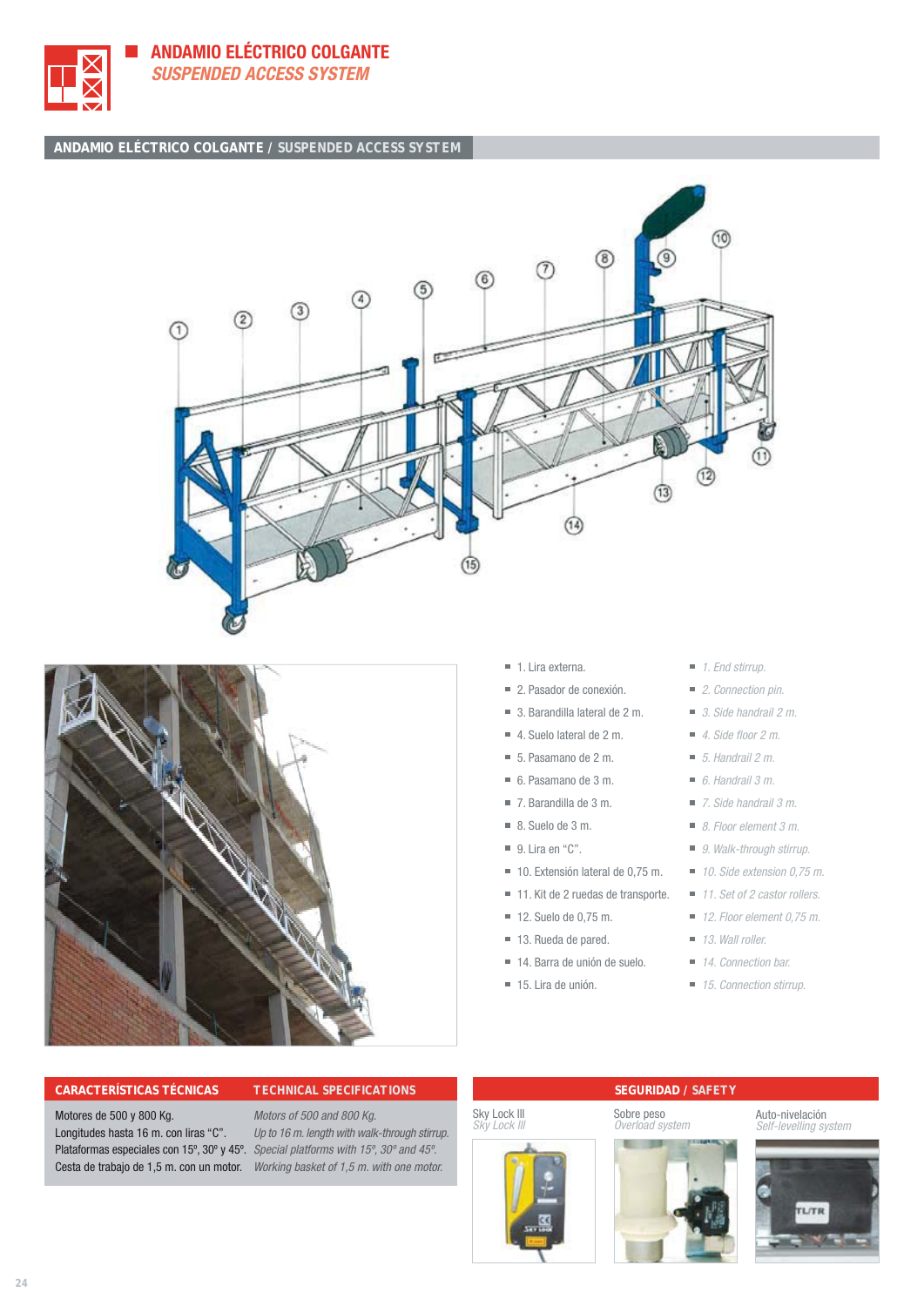# ANDAMIO ELÉCTRICO COLGANTE
*SUSPENDED ACCESS SYSTEM*

## ANDAMIO ELÉCTRICO COLGANTE / SUSPENDED ACCESS SYSTEM

| | |
|---|---|
| 1. Lira externa. | *1. End stirrup.* |
| 2. Pasador de conexión. | *2. Connection pin.* |
| 3. Barandilla lateral de 2 m. | *3. Side handrail 2 m.* |
| 4. Suelo lateral de 2 m. | *4. Side floor 2 m.* |
| 5. Pasamano de 2 m. | *5. Handrail 2 m.* |
| 6. Pasamano de 3 m. | *6. Handrail 3 m.* |
| 7. Barandilla de 3 m. | *7. Side handrail 3 m.* |
| 8. Suelo de 3 m. | *8. Floor element 3 m.* |
| 9. Lira en "C". | *9. Walk-through stirrup.* |
| 10. Extensión lateral de 0,75 m. | *10. Side extension 0,75 m.* |
| 11. Kit de 2 ruedas de transporte. | *11. Set of 2 castor rollers.* |
| 12. Suelo de 0,75 m. | *12. Floor element 0,75 m.* |
| 13. Rueda de pared. | *13. Wall roller.* |
| 14. Barra de unión de suelo. | *14. Connection bar.* |
| 15. Lira de unión. | *15. Connection stirrup.* |

### CARACTERÍSTICAS TÉCNICAS / TECHNICAL SPECIFICATIONS

| CARACTERÍSTICAS TÉCNICAS | TECHNICAL SPECIFICATIONS |
|---|---|
| Motores de 500 y 800 Kg. | *Motors of 500 and 800 Kg.* |
| Longitudes hasta 16 m. con liras "C". | *Up to 16 m. length with walk-through stirrup.* |
| Plataformas especiales con 15º, 30º y 45º. | *Special platforms with 15º, 30º and 45º.* |
| Cesta de trabajo de 1,5 m. con un motor. | *Working basket of 1,5 m. with one motor.* |

### SEGURIDAD / SAFETY

Sky Lock III
*Sky Lock III*

Sobre peso
*Overload system*

Auto-nivelación
*Self-levelling system*